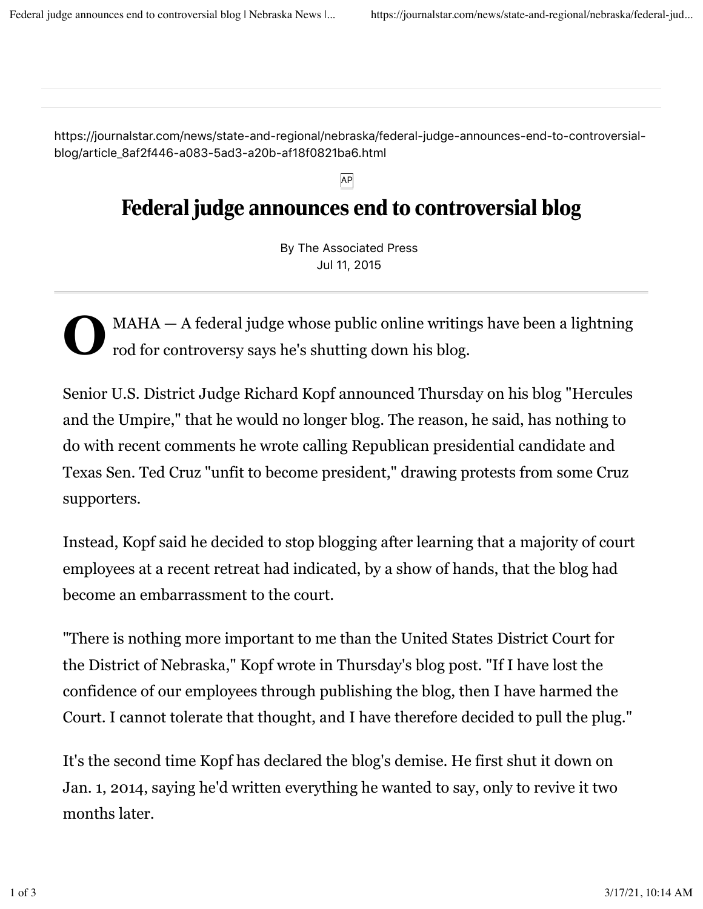https://journalstar.com/news/state-and-regional/nebraska/federal-judge-announces-end-to-controversial-blog/article_8af2f446-a083-5ad3-a20b-af18f0821ba6.html

AP

# Federal judge announces end to controversial blog

By The Associated Press
Jul 11, 2015

OMAHA — A federal judge whose public online writings have been a lightning rod for controversy says he's shutting down his blog.

Senior U.S. District Judge Richard Kopf announced Thursday on his blog "Hercules and the Umpire," that he would no longer blog. The reason, he said, has nothing to do with recent comments he wrote calling Republican presidential candidate and Texas Sen. Ted Cruz "unfit to become president," drawing protests from some Cruz supporters.

Instead, Kopf said he decided to stop blogging after learning that a majority of court employees at a recent retreat had indicated, by a show of hands, that the blog had become an embarrassment to the court.

"There is nothing more important to me than the United States District Court for the District of Nebraska," Kopf wrote in Thursday's blog post. "If I have lost the confidence of our employees through publishing the blog, then I have harmed the Court. I cannot tolerate that thought, and I have therefore decided to pull the plug."

It's the second time Kopf has declared the blog's demise. He first shut it down on Jan. 1, 2014, saying he'd written everything he wanted to say, only to revive it two months later.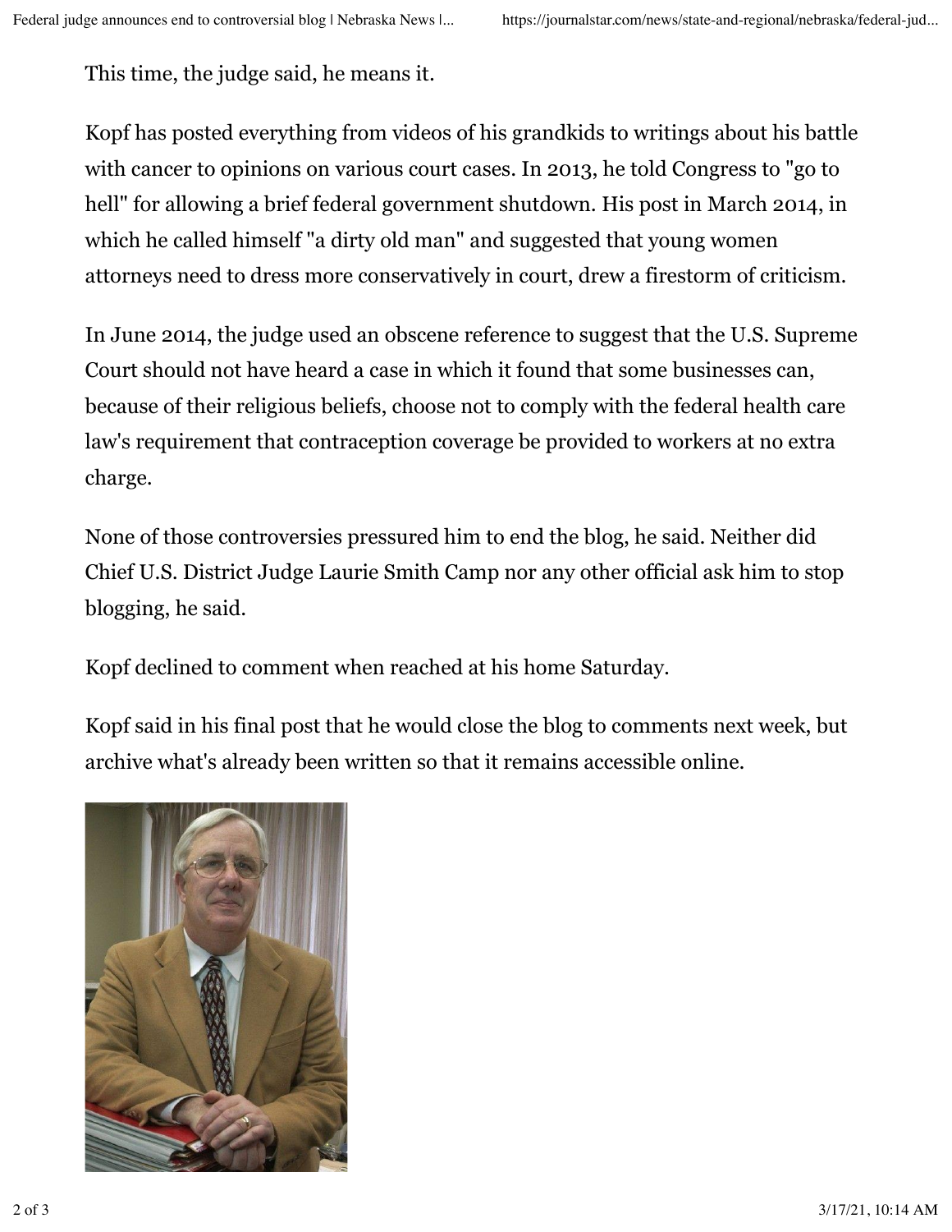This time, the judge said, he means it.

Kopf has posted everything from videos of his grandkids to writings about his battle with cancer to opinions on various court cases. In 2013, he told Congress to "go to hell" for allowing a brief federal government shutdown. His post in March 2014, in which he called himself "a dirty old man" and suggested that young women attorneys need to dress more conservatively in court, drew a firestorm of criticism.

In June 2014, the judge used an obscene reference to suggest that the U.S. Supreme Court should not have heard a case in which it found that some businesses can, because of their religious beliefs, choose not to comply with the federal health care law's requirement that contraception coverage be provided to workers at no extra charge.

None of those controversies pressured him to end the blog, he said. Neither did Chief U.S. District Judge Laurie Smith Camp nor any other official ask him to stop blogging, he said.

Kopf declined to comment when reached at his home Saturday.

Kopf said in his final post that he would close the blog to comments next week, but archive what's already been written so that it remains accessible online.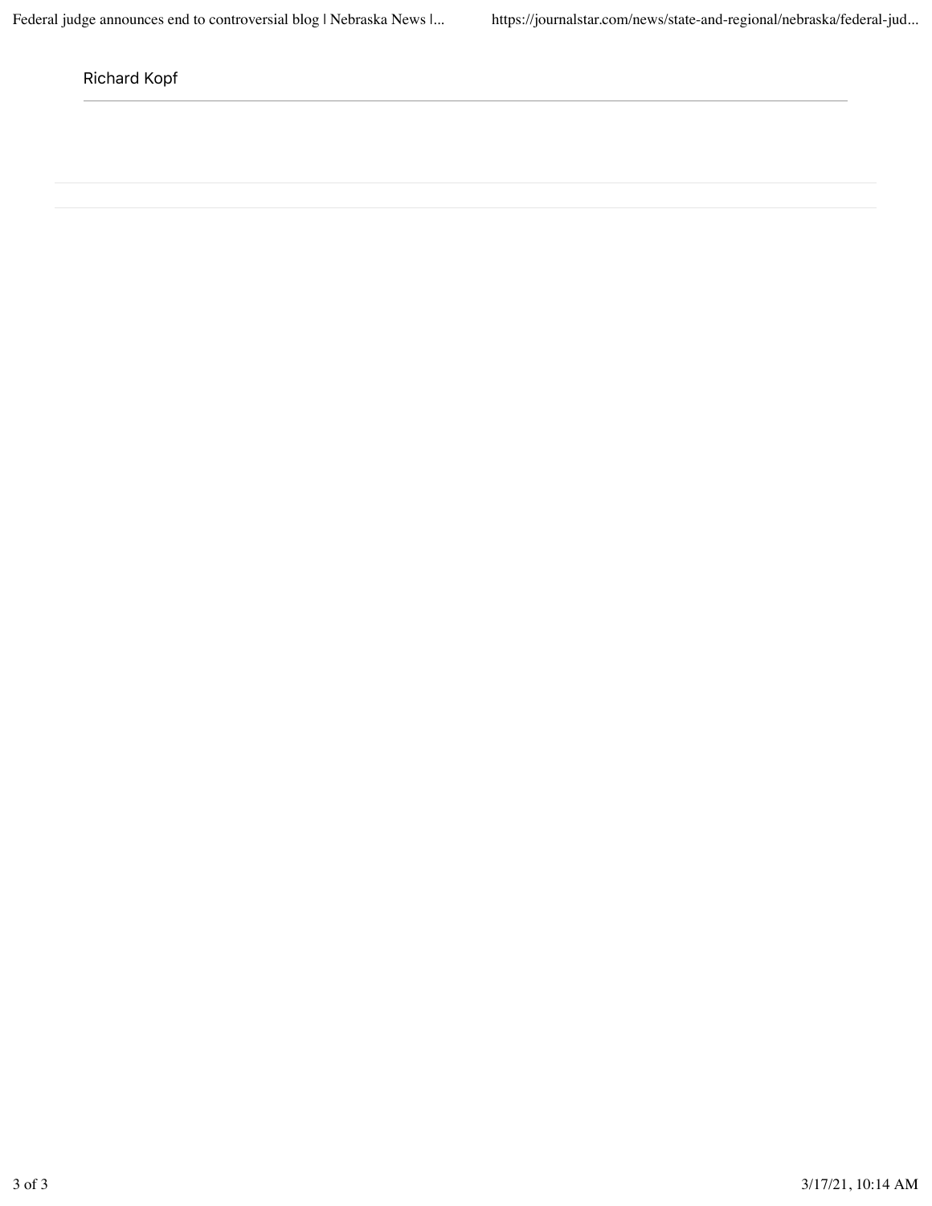Richard Kopf

---